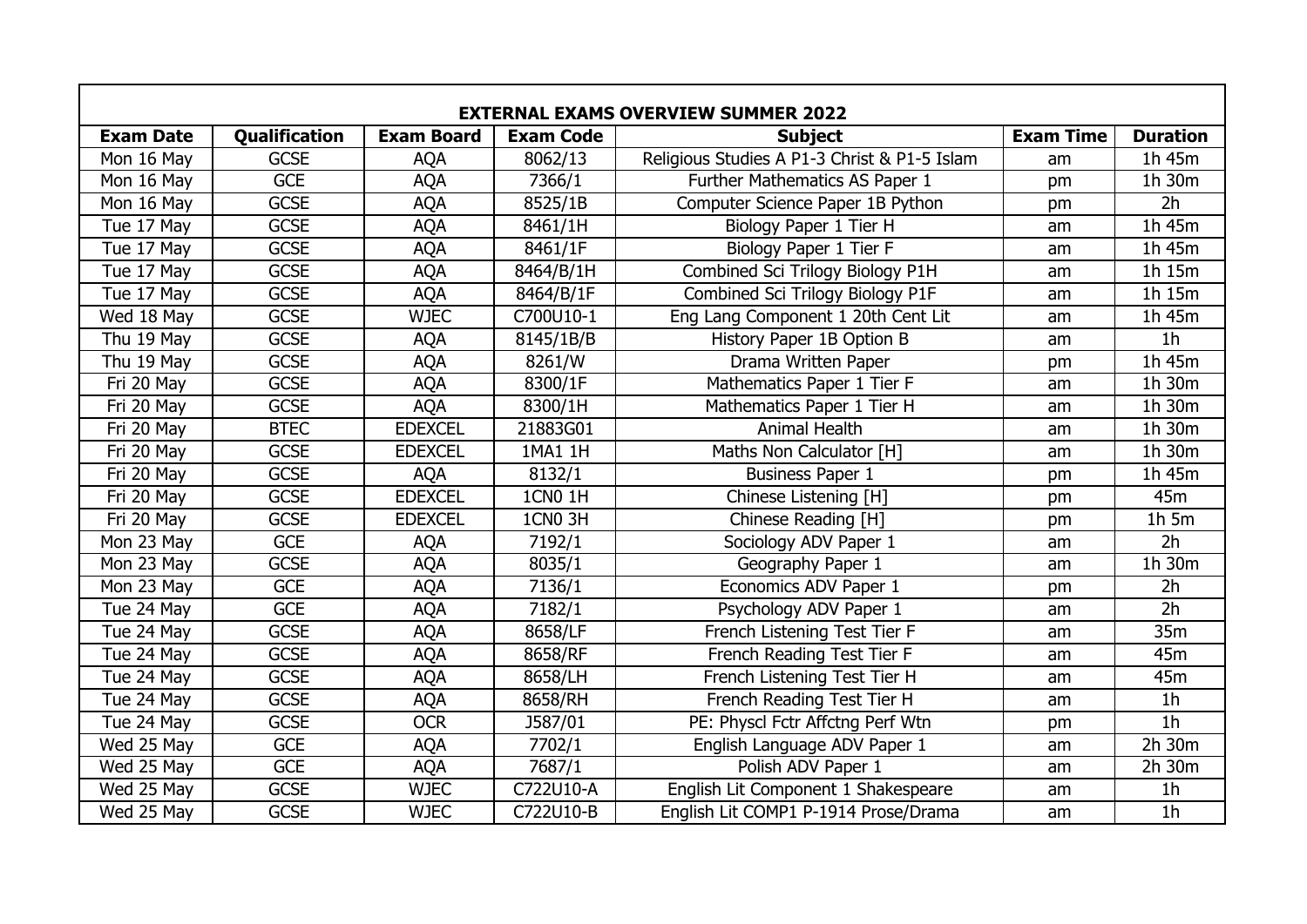| EXTERNAL EXAMS OVERVIEW SUMMER 2022 | | | | | | |
|---|---|---|---|---|---|---|
| **Exam Date** | **Qualification** | **Exam Board** | **Exam Code** | **Subject** | **Exam Time** | **Duration** |
| Mon 16 May | GCSE | AQA | 8062/13 | Religious Studies A P1-3 Christ & P1-5 Islam | am | 1h 45m |
| Mon 16 May | GCE | AQA | 7366/1 | Further Mathematics AS Paper 1 | pm | 1h 30m |
| Mon 16 May | GCSE | AQA | 8525/1B | Computer Science Paper 1B Python | pm | 2h |
| Tue 17 May | GCSE | AQA | 8461/1H | Biology Paper 1 Tier H | am | 1h 45m |
| Tue 17 May | GCSE | AQA | 8461/1F | Biology Paper 1 Tier F | am | 1h 45m |
| Tue 17 May | GCSE | AQA | 8464/B/1H | Combined Sci Trilogy Biology P1H | am | 1h 15m |
| Tue 17 May | GCSE | AQA | 8464/B/1F | Combined Sci Trilogy Biology P1F | am | 1h 15m |
| Wed 18 May | GCSE | WJEC | C700U10-1 | Eng Lang Component 1 20th Cent Lit | am | 1h 45m |
| Thu 19 May | GCSE | AQA | 8145/1B/B | History Paper 1B Option B | am | 1h |
| Thu 19 May | GCSE | AQA | 8261/W | Drama Written Paper | pm | 1h 45m |
| Fri 20 May | GCSE | AQA | 8300/1F | Mathematics Paper 1 Tier F | am | 1h 30m |
| Fri 20 May | GCSE | AQA | 8300/1H | Mathematics Paper 1 Tier H | am | 1h 30m |
| Fri 20 May | BTEC | EDEXCEL | 21883G01 | Animal Health | am | 1h 30m |
| Fri 20 May | GCSE | EDEXCEL | 1MA1 1H | Maths Non Calculator [H] | am | 1h 30m |
| Fri 20 May | GCSE | AQA | 8132/1 | Business Paper 1 | pm | 1h 45m |
| Fri 20 May | GCSE | EDEXCEL | 1CN0 1H | Chinese Listening [H] | pm | 45m |
| Fri 20 May | GCSE | EDEXCEL | 1CN0 3H | Chinese Reading [H] | pm | 1h 5m |
| Mon 23 May | GCE | AQA | 7192/1 | Sociology ADV Paper 1 | am | 2h |
| Mon 23 May | GCSE | AQA | 8035/1 | Geography Paper 1 | am | 1h 30m |
| Mon 23 May | GCE | AQA | 7136/1 | Economics ADV Paper 1 | pm | 2h |
| Tue 24 May | GCE | AQA | 7182/1 | Psychology ADV Paper 1 | am | 2h |
| Tue 24 May | GCSE | AQA | 8658/LF | French Listening Test Tier F | am | 35m |
| Tue 24 May | GCSE | AQA | 8658/RF | French Reading Test Tier F | am | 45m |
| Tue 24 May | GCSE | AQA | 8658/LH | French Listening Test Tier H | am | 45m |
| Tue 24 May | GCSE | AQA | 8658/RH | French Reading Test Tier H | am | 1h |
| Tue 24 May | GCSE | OCR | J587/01 | PE: Physcl Fctr Affctng Perf Wtn | pm | 1h |
| Wed 25 May | GCE | AQA | 7702/1 | English Language ADV Paper 1 | am | 2h 30m |
| Wed 25 May | GCE | AQA | 7687/1 | Polish ADV Paper 1 | am | 2h 30m |
| Wed 25 May | GCSE | WJEC | C722U10-A | English Lit Component 1 Shakespeare | am | 1h |
| Wed 25 May | GCSE | WJEC | C722U10-B | English Lit COMP1 P-1914 Prose/Drama | am | 1h |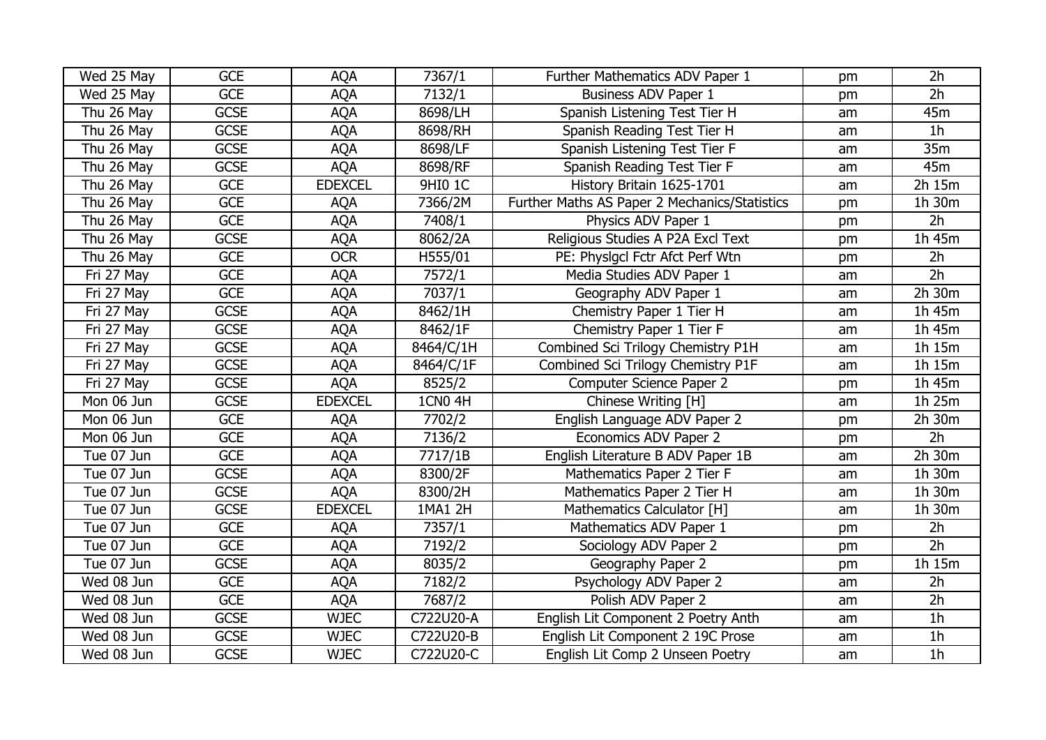| Wed 25 May | GCE | AQA | 7367/1 | Further Mathematics ADV Paper 1 | pm | 2h |
|---|---|---|---|---|---|---|
| Wed 25 May | GCE | AQA | 7132/1 | Business ADV Paper 1 | pm | 2h |
| Thu 26 May | GCSE | AQA | 8698/LH | Spanish Listening Test Tier H | am | 45m |
| Thu 26 May | GCSE | AQA | 8698/RH | Spanish Reading Test Tier H | am | 1h |
| Thu 26 May | GCSE | AQA | 8698/LF | Spanish Listening Test Tier F | am | 35m |
| Thu 26 May | GCSE | AQA | 8698/RF | Spanish Reading Test Tier F | am | 45m |
| Thu 26 May | GCE | EDEXCEL | 9HI0 1C | History Britain 1625-1701 | am | 2h 15m |
| Thu 26 May | GCE | AQA | 7366/2M | Further Maths AS Paper 2 Mechanics/Statistics | pm | 1h 30m |
| Thu 26 May | GCE | AQA | 7408/1 | Physics ADV Paper 1 | pm | 2h |
| Thu 26 May | GCSE | AQA | 8062/2A | Religious Studies A P2A Excl Text | pm | 1h 45m |
| Thu 26 May | GCE | OCR | H555/01 | PE: Physlgcl Fctr Afct Perf Wtn | pm | 2h |
| Fri 27 May | GCE | AQA | 7572/1 | Media Studies ADV Paper 1 | am | 2h |
| Fri 27 May | GCE | AQA | 7037/1 | Geography ADV Paper 1 | am | 2h 30m |
| Fri 27 May | GCSE | AQA | 8462/1H | Chemistry Paper 1 Tier H | am | 1h 45m |
| Fri 27 May | GCSE | AQA | 8462/1F | Chemistry Paper 1 Tier F | am | 1h 45m |
| Fri 27 May | GCSE | AQA | 8464/C/1H | Combined Sci Trilogy Chemistry P1H | am | 1h 15m |
| Fri 27 May | GCSE | AQA | 8464/C/1F | Combined Sci Trilogy Chemistry P1F | am | 1h 15m |
| Fri 27 May | GCSE | AQA | 8525/2 | Computer Science Paper 2 | pm | 1h 45m |
| Mon 06 Jun | GCSE | EDEXCEL | 1CN0 4H | Chinese Writing [H] | am | 1h 25m |
| Mon 06 Jun | GCE | AQA | 7702/2 | English Language ADV Paper 2 | pm | 2h 30m |
| Mon 06 Jun | GCE | AQA | 7136/2 | Economics ADV Paper 2 | pm | 2h |
| Tue 07 Jun | GCE | AQA | 7717/1B | English Literature B ADV Paper 1B | am | 2h 30m |
| Tue 07 Jun | GCSE | AQA | 8300/2F | Mathematics Paper 2 Tier F | am | 1h 30m |
| Tue 07 Jun | GCSE | AQA | 8300/2H | Mathematics Paper 2 Tier H | am | 1h 30m |
| Tue 07 Jun | GCSE | EDEXCEL | 1MA1 2H | Mathematics Calculator [H] | am | 1h 30m |
| Tue 07 Jun | GCE | AQA | 7357/1 | Mathematics ADV Paper 1 | pm | 2h |
| Tue 07 Jun | GCE | AQA | 7192/2 | Sociology ADV Paper 2 | pm | 2h |
| Tue 07 Jun | GCSE | AQA | 8035/2 | Geography Paper 2 | pm | 1h 15m |
| Wed 08 Jun | GCE | AQA | 7182/2 | Psychology ADV Paper 2 | am | 2h |
| Wed 08 Jun | GCE | AQA | 7687/2 | Polish ADV Paper 2 | am | 2h |
| Wed 08 Jun | GCSE | WJEC | C722U20-A | English Lit Component 2 Poetry Anth | am | 1h |
| Wed 08 Jun | GCSE | WJEC | C722U20-B | English Lit Component 2 19C Prose | am | 1h |
| Wed 08 Jun | GCSE | WJEC | C722U20-C | English Lit Comp 2 Unseen Poetry | am | 1h |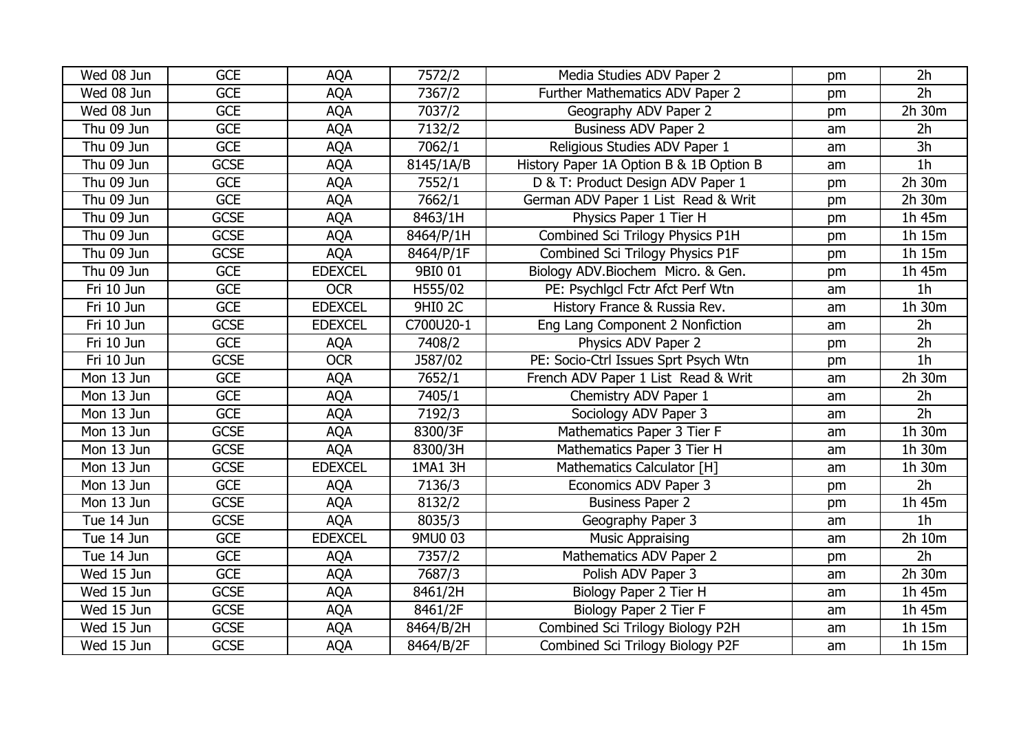| | | | | | | |
|---|---|---|---|---|---|---|
| Wed 08 Jun | GCE | AQA | 7572/2 | Media Studies ADV Paper 2 | pm | 2h |
| Wed 08 Jun | GCE | AQA | 7367/2 | Further Mathematics ADV Paper 2 | pm | 2h |
| Wed 08 Jun | GCE | AQA | 7037/2 | Geography ADV Paper 2 | pm | 2h 30m |
| Thu 09 Jun | GCE | AQA | 7132/2 | Business ADV Paper 2 | am | 2h |
| Thu 09 Jun | GCE | AQA | 7062/1 | Religious Studies ADV Paper 1 | am | 3h |
| Thu 09 Jun | GCSE | AQA | 8145/1A/B | History Paper 1A Option B & 1B Option B | am | 1h |
| Thu 09 Jun | GCE | AQA | 7552/1 | D & T: Product Design ADV Paper 1 | pm | 2h 30m |
| Thu 09 Jun | GCE | AQA | 7662/1 | German ADV Paper 1 List Read & Writ | pm | 2h 30m |
| Thu 09 Jun | GCSE | AQA | 8463/1H | Physics Paper 1 Tier H | pm | 1h 45m |
| Thu 09 Jun | GCSE | AQA | 8464/P/1H | Combined Sci Trilogy Physics P1H | pm | 1h 15m |
| Thu 09 Jun | GCSE | AQA | 8464/P/1F | Combined Sci Trilogy Physics P1F | pm | 1h 15m |
| Thu 09 Jun | GCE | EDEXCEL | 9BI0 01 | Biology ADV.Biochem Micro. & Gen. | pm | 1h 45m |
| Fri 10 Jun | GCE | OCR | H555/02 | PE: Psychlgcl Fctr Afct Perf Wtn | am | 1h |
| Fri 10 Jun | GCE | EDEXCEL | 9HI0 2C | History France & Russia Rev. | am | 1h 30m |
| Fri 10 Jun | GCSE | EDEXCEL | C700U20-1 | Eng Lang Component 2 Nonfiction | am | 2h |
| Fri 10 Jun | GCE | AQA | 7408/2 | Physics ADV Paper 2 | pm | 2h |
| Fri 10 Jun | GCSE | OCR | J587/02 | PE: Socio-Ctrl Issues Sprt Psych Wtn | pm | 1h |
| Mon 13 Jun | GCE | AQA | 7652/1 | French ADV Paper 1 List Read & Writ | am | 2h 30m |
| Mon 13 Jun | GCE | AQA | 7405/1 | Chemistry ADV Paper 1 | am | 2h |
| Mon 13 Jun | GCE | AQA | 7192/3 | Sociology ADV Paper 3 | am | 2h |
| Mon 13 Jun | GCSE | AQA | 8300/3F | Mathematics Paper 3 Tier F | am | 1h 30m |
| Mon 13 Jun | GCSE | AQA | 8300/3H | Mathematics Paper 3 Tier H | am | 1h 30m |
| Mon 13 Jun | GCSE | EDEXCEL | 1MA1 3H | Mathematics Calculator [H] | am | 1h 30m |
| Mon 13 Jun | GCE | AQA | 7136/3 | Economics ADV Paper 3 | pm | 2h |
| Mon 13 Jun | GCSE | AQA | 8132/2 | Business Paper 2 | pm | 1h 45m |
| Tue 14 Jun | GCSE | AQA | 8035/3 | Geography Paper 3 | am | 1h |
| Tue 14 Jun | GCE | EDEXCEL | 9MU0 03 | Music Appraising | am | 2h 10m |
| Tue 14 Jun | GCE | AQA | 7357/2 | Mathematics ADV Paper 2 | pm | 2h |
| Wed 15 Jun | GCE | AQA | 7687/3 | Polish ADV Paper 3 | am | 2h 30m |
| Wed 15 Jun | GCSE | AQA | 8461/2H | Biology Paper 2 Tier H | am | 1h 45m |
| Wed 15 Jun | GCSE | AQA | 8461/2F | Biology Paper 2 Tier F | am | 1h 45m |
| Wed 15 Jun | GCSE | AQA | 8464/B/2H | Combined Sci Trilogy Biology P2H | am | 1h 15m |
| Wed 15 Jun | GCSE | AQA | 8464/B/2F | Combined Sci Trilogy Biology P2F | am | 1h 15m |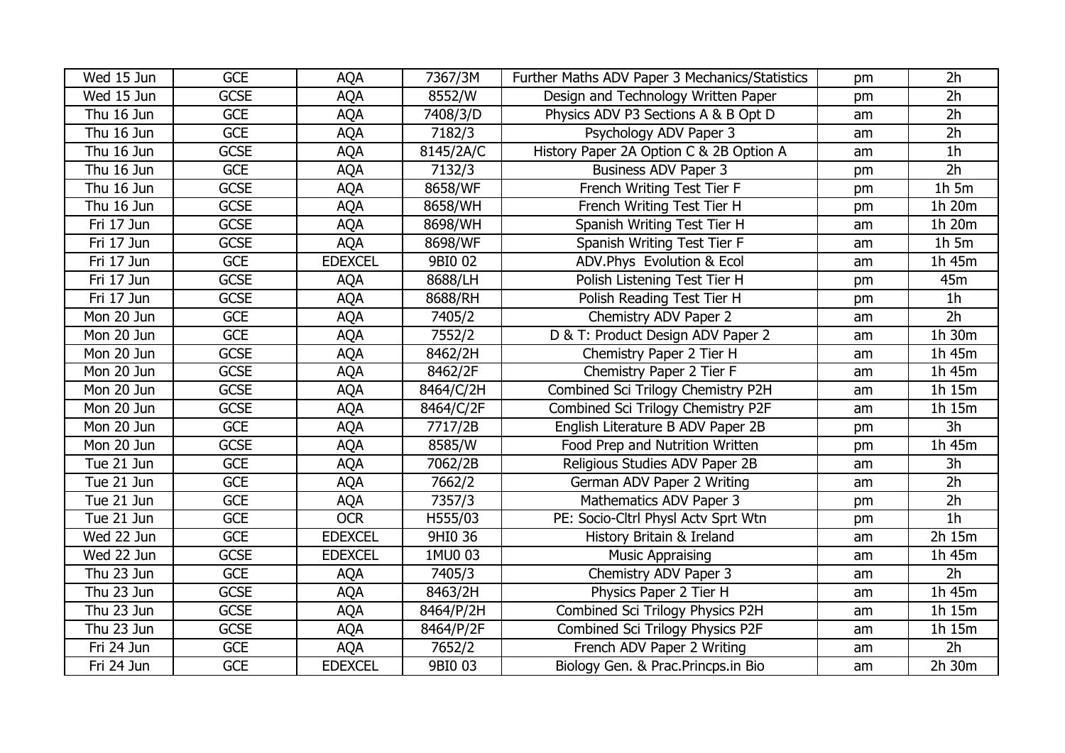| | | | | | | |
|---|---|---|---|---|---|---|
| Wed 15 Jun | GCE | AQA | 7367/3M | Further Maths ADV Paper 3 Mechanics/Statistics | pm | 2h |
| Wed 15 Jun | GCSE | AQA | 8552/W | Design and Technology Written Paper | pm | 2h |
| Thu 16 Jun | GCE | AQA | 7408/3/D | Physics ADV P3 Sections A & B Opt D | am | 2h |
| Thu 16 Jun | GCE | AQA | 7182/3 | Psychology ADV Paper 3 | am | 2h |
| Thu 16 Jun | GCSE | AQA | 8145/2A/C | History Paper 2A Option C & 2B Option A | am | 1h |
| Thu 16 Jun | GCE | AQA | 7132/3 | Business ADV Paper 3 | pm | 2h |
| Thu 16 Jun | GCSE | AQA | 8658/WF | French Writing Test Tier F | pm | 1h 5m |
| Thu 16 Jun | GCSE | AQA | 8658/WH | French Writing Test Tier H | pm | 1h 20m |
| Fri 17 Jun | GCSE | AQA | 8698/WH | Spanish Writing Test Tier H | am | 1h 20m |
| Fri 17 Jun | GCSE | AQA | 8698/WF | Spanish Writing Test Tier F | am | 1h 5m |
| Fri 17 Jun | GCE | EDEXCEL | 9BI0 02 | ADV.Phys Evolution & Ecol | am | 1h 45m |
| Fri 17 Jun | GCSE | AQA | 8688/LH | Polish Listening Test Tier H | pm | 45m |
| Fri 17 Jun | GCSE | AQA | 8688/RH | Polish Reading Test Tier H | pm | 1h |
| Mon 20 Jun | GCE | AQA | 7405/2 | Chemistry ADV Paper 2 | am | 2h |
| Mon 20 Jun | GCE | AQA | 7552/2 | D & T: Product Design ADV Paper 2 | am | 1h 30m |
| Mon 20 Jun | GCSE | AQA | 8462/2H | Chemistry Paper 2 Tier H | am | 1h 45m |
| Mon 20 Jun | GCSE | AQA | 8462/2F | Chemistry Paper 2 Tier F | am | 1h 45m |
| Mon 20 Jun | GCSE | AQA | 8464/C/2H | Combined Sci Trilogy Chemistry P2H | am | 1h 15m |
| Mon 20 Jun | GCSE | AQA | 8464/C/2F | Combined Sci Trilogy Chemistry P2F | am | 1h 15m |
| Mon 20 Jun | GCE | AQA | 7717/2B | English Literature B ADV Paper 2B | pm | 3h |
| Mon 20 Jun | GCSE | AQA | 8585/W | Food Prep and Nutrition Written | pm | 1h 45m |
| Tue 21 Jun | GCE | AQA | 7062/2B | Religious Studies ADV Paper 2B | am | 3h |
| Tue 21 Jun | GCE | AQA | 7662/2 | German ADV Paper 2 Writing | am | 2h |
| Tue 21 Jun | GCE | AQA | 7357/3 | Mathematics ADV Paper 3 | pm | 2h |
| Tue 21 Jun | GCE | OCR | H555/03 | PE: Socio-Cltrl Physl Actv Sprt Wtn | pm | 1h |
| Wed 22 Jun | GCE | EDEXCEL | 9HI0 36 | History Britain & Ireland | am | 2h 15m |
| Wed 22 Jun | GCSE | EDEXCEL | 1MU0 03 | Music Appraising | am | 1h 45m |
| Thu 23 Jun | GCE | AQA | 7405/3 | Chemistry ADV Paper 3 | am | 2h |
| Thu 23 Jun | GCSE | AQA | 8463/2H | Physics Paper 2 Tier H | am | 1h 45m |
| Thu 23 Jun | GCSE | AQA | 8464/P/2H | Combined Sci Trilogy Physics P2H | am | 1h 15m |
| Thu 23 Jun | GCSE | AQA | 8464/P/2F | Combined Sci Trilogy Physics P2F | am | 1h 15m |
| Fri 24 Jun | GCE | AQA | 7652/2 | French ADV Paper 2 Writing | am | 2h |
| Fri 24 Jun | GCE | EDEXCEL | 9BI0 03 | Biology Gen. & Prac.Princps.in Bio | am | 2h 30m |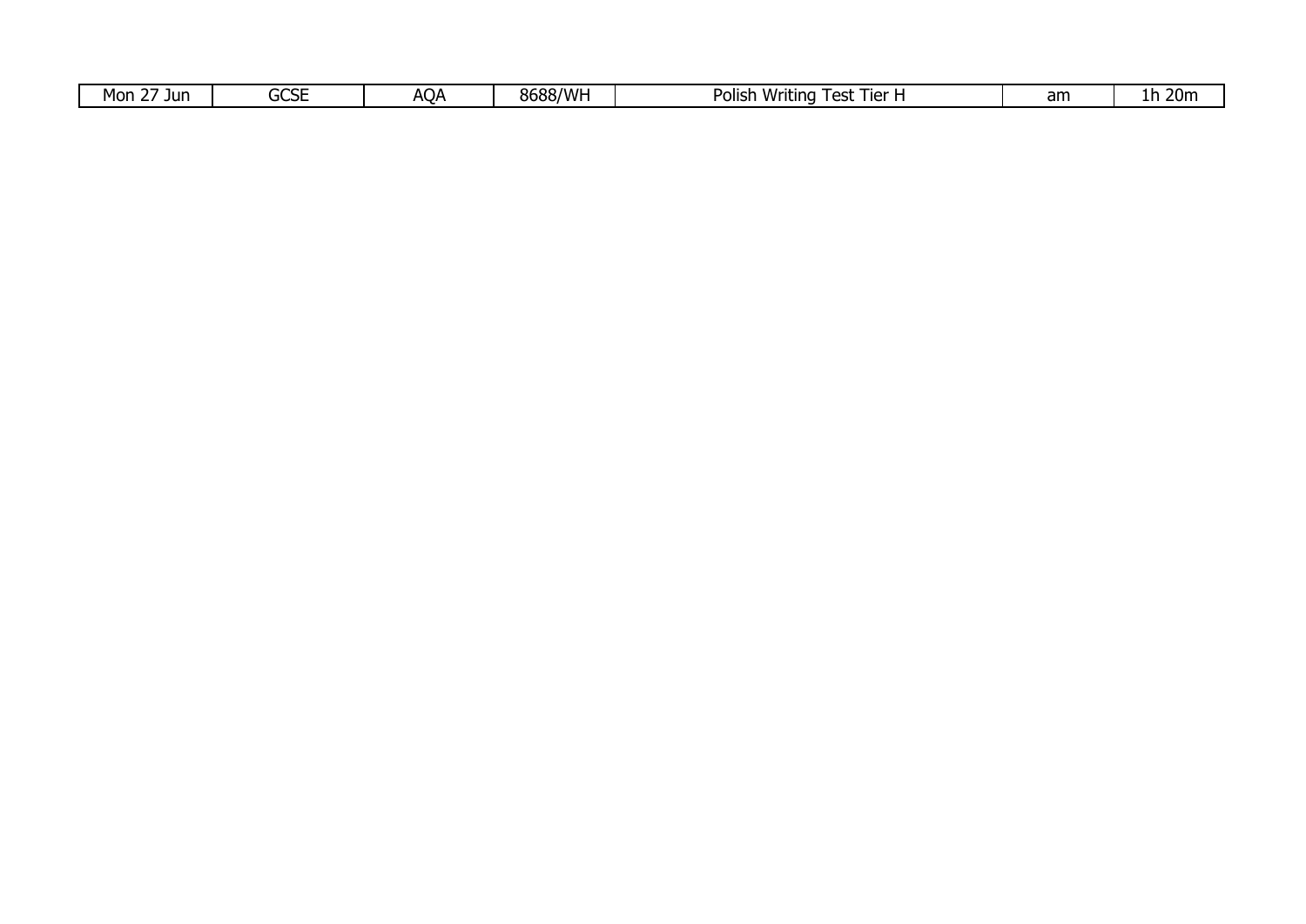| | | | | | | |
|---|---|---|---|---|---|---|
| Mon 27 Jun | GCSE | AQA | 8688/WH | Polish Writing Test Tier H | am | 1h 20m |